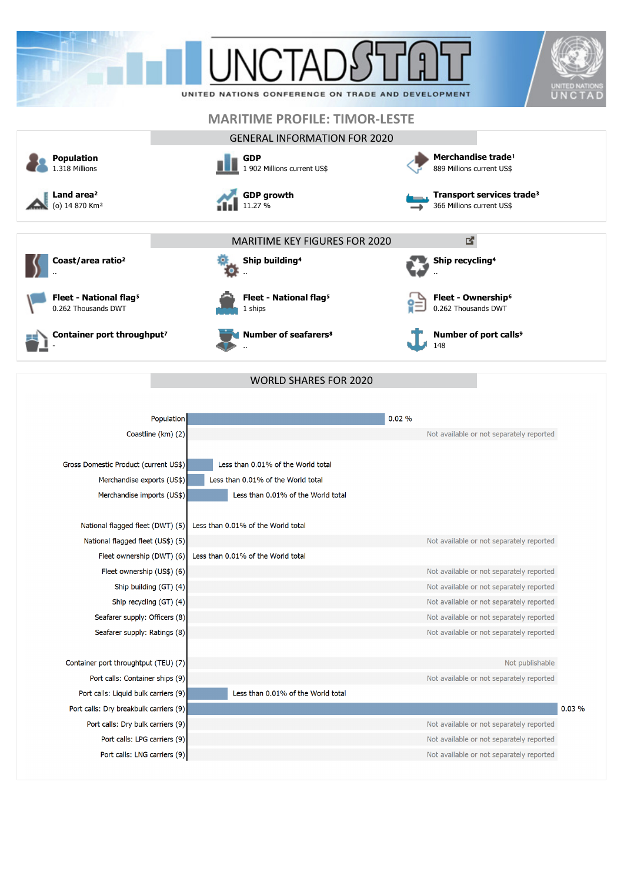# UNCTADSTAT

UNITED NATIONS CONFERENCE ON TRADE AND DEVELOPMENT

## MARITIME PROFILE: TIMOR-LESTE

### GENERAL INFORMATION FOR 2020

**Population**
1.318 Millions

**GDP**
1 902 Millions current US$

**Merchandise trade**[1]
889 Millions current US$

**Land area**[2]
(o) 14 870 Km²

**GDP growth**
11.27 %

**Transport services trade**[3]
366 Millions current US$

### MARITIME KEY FIGURES FOR 2020

**Coast/area ratio**[2]
..

**Ship building**[4]
..

**Ship recycling**[4]
..

**Fleet - National flag**[5]
0.262 Thousands DWT

**Fleet - National flag**[5]
1 ships

**Fleet - Ownership**[6]
0.262 Thousands DWT

**Container port throughput**[7]
-

**Number of seafarers**[8]
..

**Number of port calls**[9]
148

### WORLD SHARES FOR 2020

| Indicator | World share |
|---|---|
| Population | 0.02 % |
| Coastline (km) (2) | Not available or not separately reported |
| Gross Domestic Product (current US$) | Less than 0.01% of the World total |
| Merchandise exports (US$) | Less than 0.01% of the World total |
| Merchandise imports (US$) | Less than 0.01% of the World total |
| National flagged fleet (DWT) (5) | Less than 0.01% of the World total |
| National flagged fleet (US$) (5) | Not available or not separately reported |
| Fleet ownership (DWT) (6) | Less than 0.01% of the World total |
| Fleet ownership (US$) (6) | Not available or not separately reported |
| Ship building (GT) (4) | Not available or not separately reported |
| Ship recycling (GT) (4) | Not available or not separately reported |
| Seafarer supply: Officers (8) | Not available or not separately reported |
| Seafarer supply: Ratings (8) | Not available or not separately reported |
| Container port throughput (TEU) (7) | Not publishable |
| Port calls: Container ships (9) | Not available or not separately reported |
| Port calls: Liquid bulk carriers (9) | Less than 0.01% of the World total |
| Port calls: Dry breakbulk carriers (9) | 0.03 % |
| Port calls: Dry bulk carriers (9) | Not available or not separately reported |
| Port calls: LPG carriers (9) | Not available or not separately reported |
| Port calls: LNG carriers (9) | Not available or not separately reported |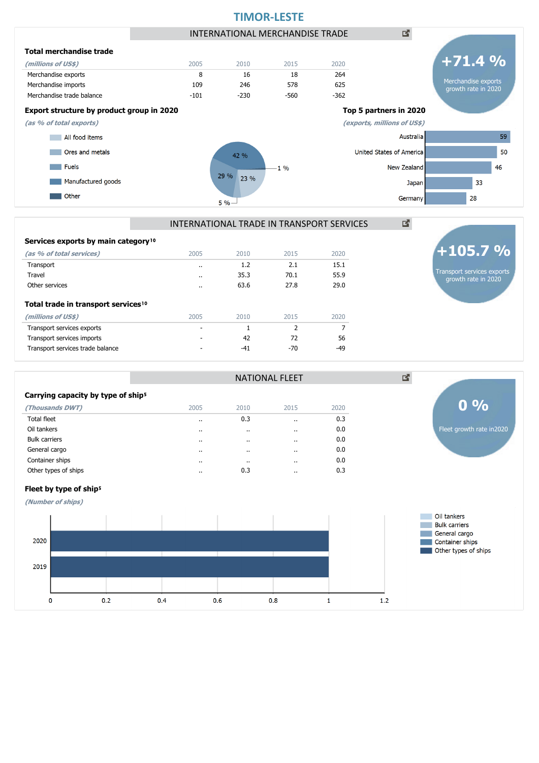# TIMOR-LESTE

## INTERNATIONAL MERCHANDISE TRADE

**+71.4 %**
Merchandise exports growth rate in 2020

### Total merchandise trade

| *(millions of US$)* | 2005 | 2010 | 2015 | 2020 |
|---|---|---|---|---|
| Merchandise exports | 8 | 16 | 18 | 264 |
| Merchandise imports | 109 | 246 | 578 | 625 |
| Merchandise trade balance | -101 | -230 | -560 | -362 |

### Export structure by product group in 2020

*(as % of total exports)*

- All food items
- Ores and metals
- Fuels
- Manufactured goods
- Other

42 %, 29 %, 23 %, 5 %, 1 %

### Top 5 partners in 2020

*(exports, millions of US$)*

| Partner | Exports |
|---|---|
| Australia | 59 |
| United States of America | 50 |
| New Zealand | 46 |
| Japan | 33 |
| Germany | 28 |

## INTERNATIONAL TRADE IN TRANSPORT SERVICES

**+105.7 %**
Transport services exports growth rate in 2020

### Services exports by main category[10]

| *(as % of total services)* | 2005 | 2010 | 2015 | 2020 |
|---|---|---|---|---|
| Transport | .. | 1.2 | 2.1 | 15.1 |
| Travel | .. | 35.3 | 70.1 | 55.9 |
| Other services | .. | 63.6 | 27.8 | 29.0 |

### Total trade in transport services[10]

| *(millions of US$)* | 2005 | 2010 | 2015 | 2020 |
|---|---|---|---|---|
| Transport services exports | - | 1 | 2 | 7 |
| Transport services imports | - | 42 | 72 | 56 |
| Transport services trade balance | - | -41 | -70 | -49 |

## NATIONAL FLEET

**0 %**
Fleet growth rate in2020

### Carrying capacity by type of ship[5]

| *(Thousands DWT)* | 2005 | 2010 | 2015 | 2020 |
|---|---|---|---|---|
| Total fleet | .. | 0.3 | .. | 0.3 |
| Oil tankers | .. | .. | .. | 0.0 |
| Bulk carriers | .. | .. | .. | 0.0 |
| General cargo | .. | .. | .. | 0.0 |
| Container ships | .. | .. | .. | 0.0 |
| Other types of ships | .. | 0.3 | .. | 0.3 |

### Fleet by type of ship[5]

*(Number of ships)*

- Oil tankers
- Bulk carriers
- General cargo
- Container ships
- Other types of ships

| Year | Other types of ships |
|---|---|
| 2020 | 1 |
| 2019 | 1 |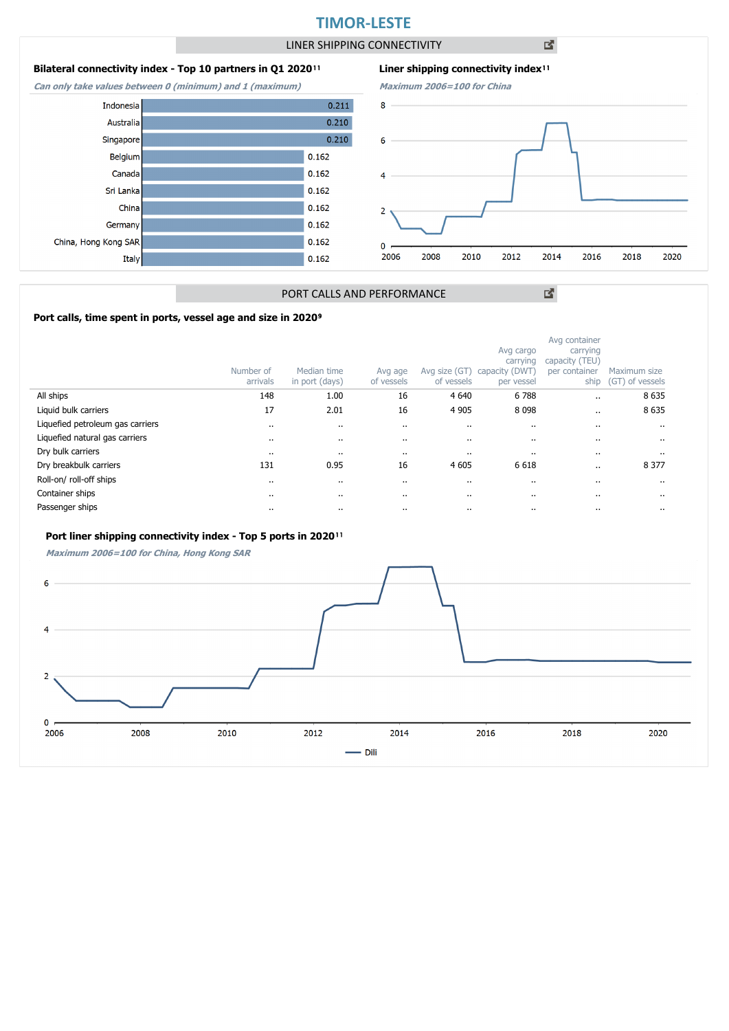# TIMOR-LESTE

## LINER SHIPPING CONNECTIVITY

### Bilateral connectivity index - Top 10 partners in Q1 2020[11]

*Can only take values between 0 (minimum) and 1 (maximum)*

| Partner | Index |
|---|---|
| Indonesia | 0.211 |
| Australia | 0.210 |
| Singapore | 0.210 |
| Belgium | 0.162 |
| Canada | 0.162 |
| Sri Lanka | 0.162 |
| China | 0.162 |
| Germany | 0.162 |
| China, Hong Kong SAR | 0.162 |
| Italy | 0.162 |

### Liner shipping connectivity index[11]

*Maximum 2006=100 for China*

## PORT CALLS AND PERFORMANCE

### Port calls, time spent in ports, vessel age and size in 2020[9]

| | Number of arrivals | Median time in port (days) | Avg age of vessels | Avg size (GT) of vessels | Avg cargo carrying capacity (DWT) per vessel | Avg container carrying capacity (TEU) per container ship | Maximum size (GT) of vessels |
|---|---|---|---|---|---|---|---|
| All ships | 148 | 1.00 | 16 | 4 640 | 6 788 | .. | 8 635 |
| Liquid bulk carriers | 17 | 2.01 | 16 | 4 905 | 8 098 | .. | 8 635 |
| Liquefied petroleum gas carriers | .. | .. | .. | .. | .. | .. | .. |
| Liquefied natural gas carriers | .. | .. | .. | .. | .. | .. | .. |
| Dry bulk carriers | .. | .. | .. | .. | .. | .. | .. |
| Dry breakbulk carriers | 131 | 0.95 | 16 | 4 605 | 6 618 | .. | 8 377 |
| Roll-on/ roll-off ships | .. | .. | .. | .. | .. | .. | .. |
| Container ships | .. | .. | .. | .. | .. | .. | .. |
| Passenger ships | .. | .. | .. | .. | .. | .. | .. |

### Port liner shipping connectivity index - Top 5 ports in 2020[11]

*Maximum 2006=100 for China, Hong Kong SAR*

Dili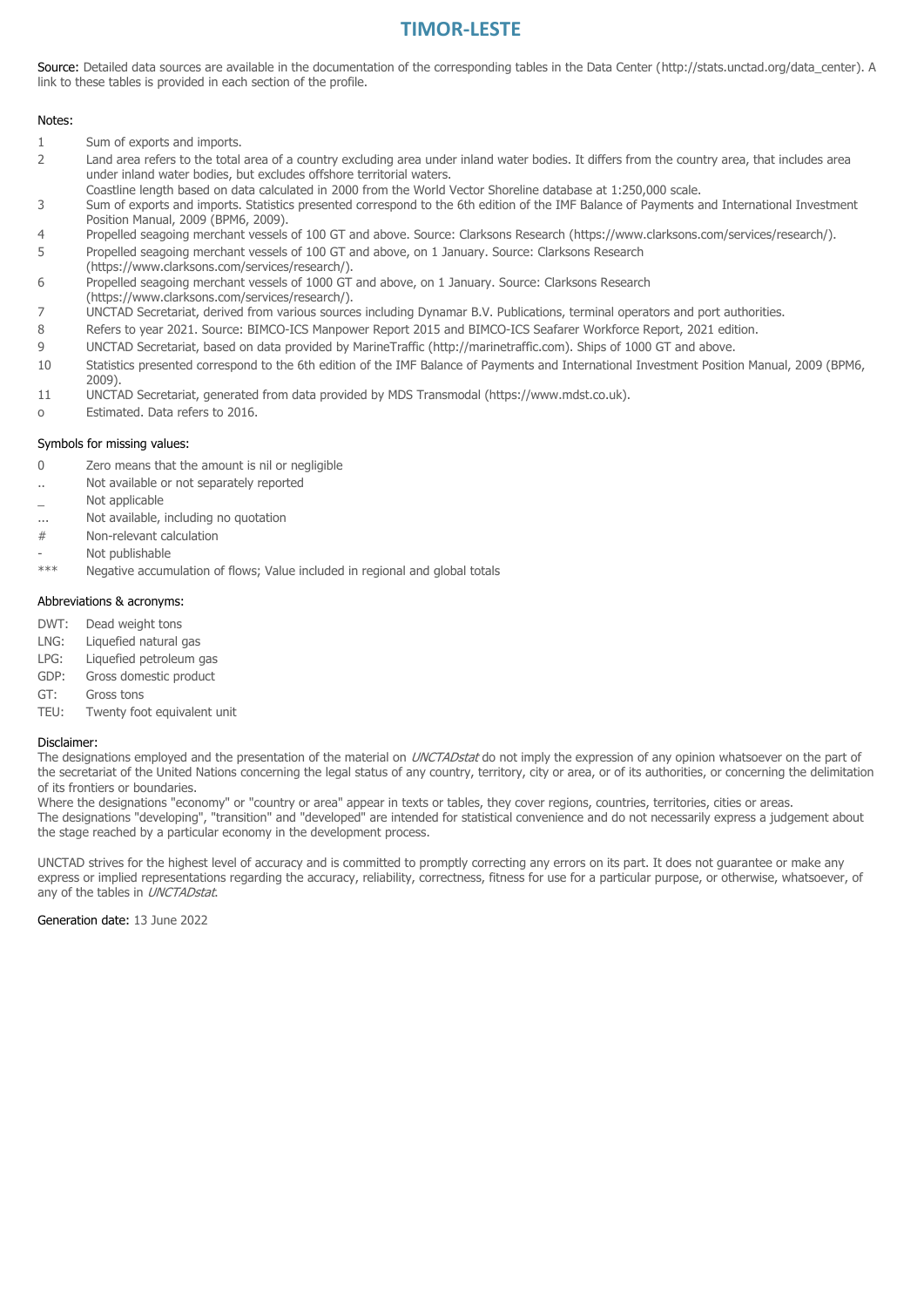# TIMOR-LESTE

Source: Detailed data sources are available in the documentation of the corresponding tables in the Data Center (http://stats.unctad.org/data_center). A link to these tables is provided in each section of the profile.

Notes:

| | |
|---|---|
| 1 | Sum of exports and imports. |
| 2 | Land area refers to the total area of a country excluding area under inland water bodies. It differs from the country area, that includes area under inland water bodies, but excludes offshore territorial waters. Coastline length based on data calculated in 2000 from the World Vector Shoreline database at 1:250,000 scale. |
| 3 | Sum of exports and imports. Statistics presented correspond to the 6th edition of the IMF Balance of Payments and International Investment Position Manual, 2009 (BPM6, 2009). |
| 4 | Propelled seagoing merchant vessels of 100 GT and above. Source: Clarksons Research (https://www.clarksons.com/services/research/). |
| 5 | Propelled seagoing merchant vessels of 100 GT and above, on 1 January. Source: Clarksons Research (https://www.clarksons.com/services/research/). |
| 6 | Propelled seagoing merchant vessels of 1000 GT and above, on 1 January. Source: Clarksons Research (https://www.clarksons.com/services/research/). |
| 7 | UNCTAD Secretariat, derived from various sources including Dynamar B.V. Publications, terminal operators and port authorities. |
| 8 | Refers to year 2021. Source: BIMCO-ICS Manpower Report 2015 and BIMCO-ICS Seafarer Workforce Report, 2021 edition. |
| 9 | UNCTAD Secretariat, based on data provided by MarineTraffic (http://marinetraffic.com). Ships of 1000 GT and above. |
| 10 | Statistics presented correspond to the 6th edition of the IMF Balance of Payments and International Investment Position Manual, 2009 (BPM6, 2009). |
| 11 | UNCTAD Secretariat, generated from data provided by MDS Transmodal (https://www.mdst.co.uk). |
| o | Estimated. Data refers to 2016. |

Symbols for missing values:

| | |
|---|---|
| 0 | Zero means that the amount is nil or negligible |
| .. | Not available or not separately reported |
| _ | Not applicable |
| ... | Not available, including no quotation |
| # | Non-relevant calculation |
| - | Not publishable |
| *** | Negative accumulation of flows; Value included in regional and global totals |

Abbreviations & acronyms:

| | |
|---|---|
| DWT: | Dead weight tons |
| LNG: | Liquefied natural gas |
| LPG: | Liquefied petroleum gas |
| GDP: | Gross domestic product |
| GT: | Gross tons |
| TEU: | Twenty foot equivalent unit |

Disclaimer:
The designations employed and the presentation of the material on *UNCTADstat* do not imply the expression of any opinion whatsoever on the part of the secretariat of the United Nations concerning the legal status of any country, territory, city or area, or of its authorities, or concerning the delimitation of its frontiers or boundaries.
Where the designations "economy" or "country or area" appear in texts or tables, they cover regions, countries, territories, cities or areas.
The designations "developing", "transition" and "developed" are intended for statistical convenience and do not necessarily express a judgement about the stage reached by a particular economy in the development process.

UNCTAD strives for the highest level of accuracy and is committed to promptly correcting any errors on its part. It does not guarantee or make any express or implied representations regarding the accuracy, reliability, correctness, fitness for use for a particular purpose, or otherwise, whatsoever, of any of the tables in *UNCTADstat*.

Generation date: 13 June 2022